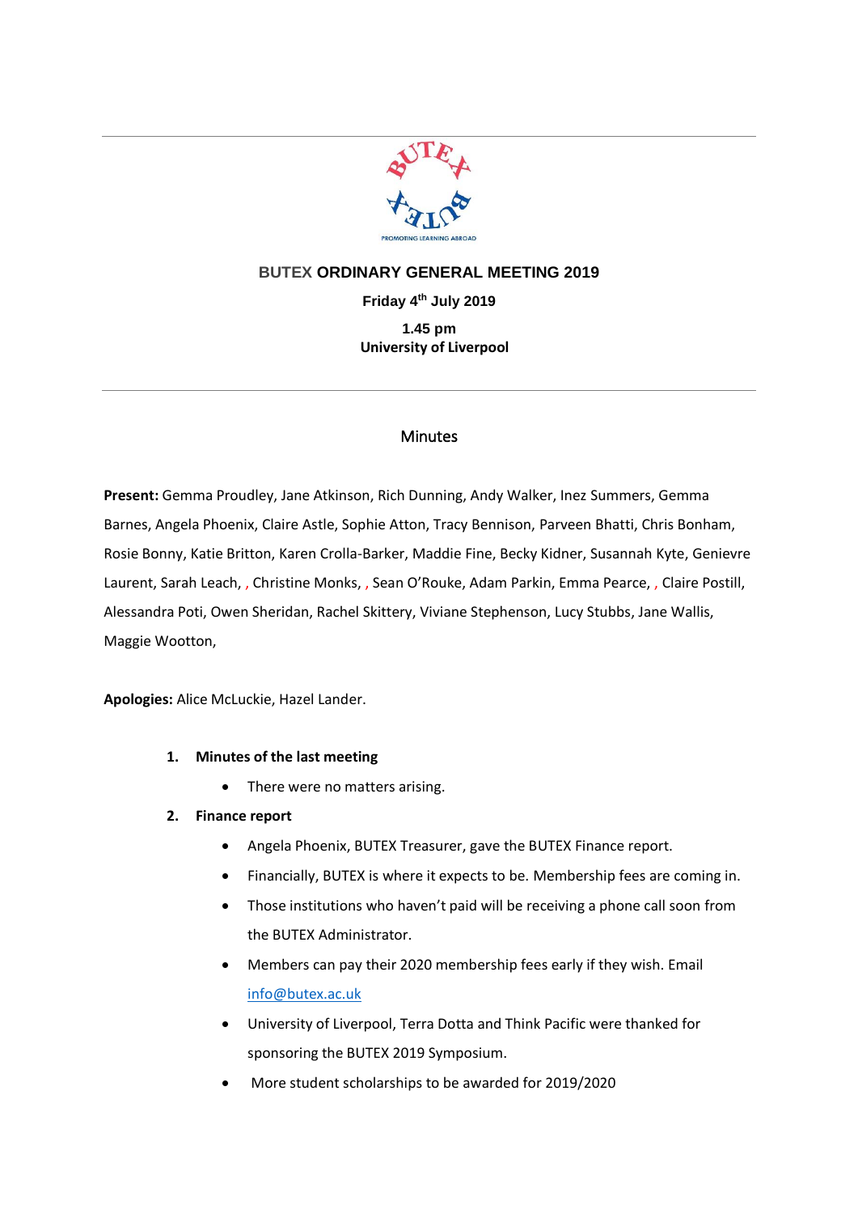BUTEX

PROMOTING LEARNING ABROAD

# BUTEX ORDINARY GENERAL MEETING 2019

**Friday 4th July 2019**

**1.45 pm**
**University of Liverpool**

---

## Minutes

**Present:** Gemma Proudley, Jane Atkinson, Rich Dunning, Andy Walker, Inez Summers, Gemma Barnes, Angela Phoenix, Claire Astle, Sophie Atton, Tracy Bennison, Parveen Bhatti, Chris Bonham, Rosie Bonny, Katie Britton, Karen Crolla-Barker, Maddie Fine, Becky Kidner, Susannah Kyte, Genievre Laurent, Sarah Leach, , Christine Monks, , Sean O'Rouke, Adam Parkin, Emma Pearce, , Claire Postill, Alessandra Poti, Owen Sheridan, Rachel Skittery, Viviane Stephenson, Lucy Stubbs, Jane Wallis, Maggie Wootton,

**Apologies:** Alice McLuckie, Hazel Lander.

1. **Minutes of the last meeting**
   - There were no matters arising.
2. **Finance report**
   - Angela Phoenix, BUTEX Treasurer, gave the BUTEX Finance report.
   - Financially, BUTEX is where it expects to be. Membership fees are coming in.
   - Those institutions who haven't paid will be receiving a phone call soon from the BUTEX Administrator.
   - Members can pay their 2020 membership fees early if they wish. Email info@butex.ac.uk
   - University of Liverpool, Terra Dotta and Think Pacific were thanked for sponsoring the BUTEX 2019 Symposium.
   - More student scholarships to be awarded for 2019/2020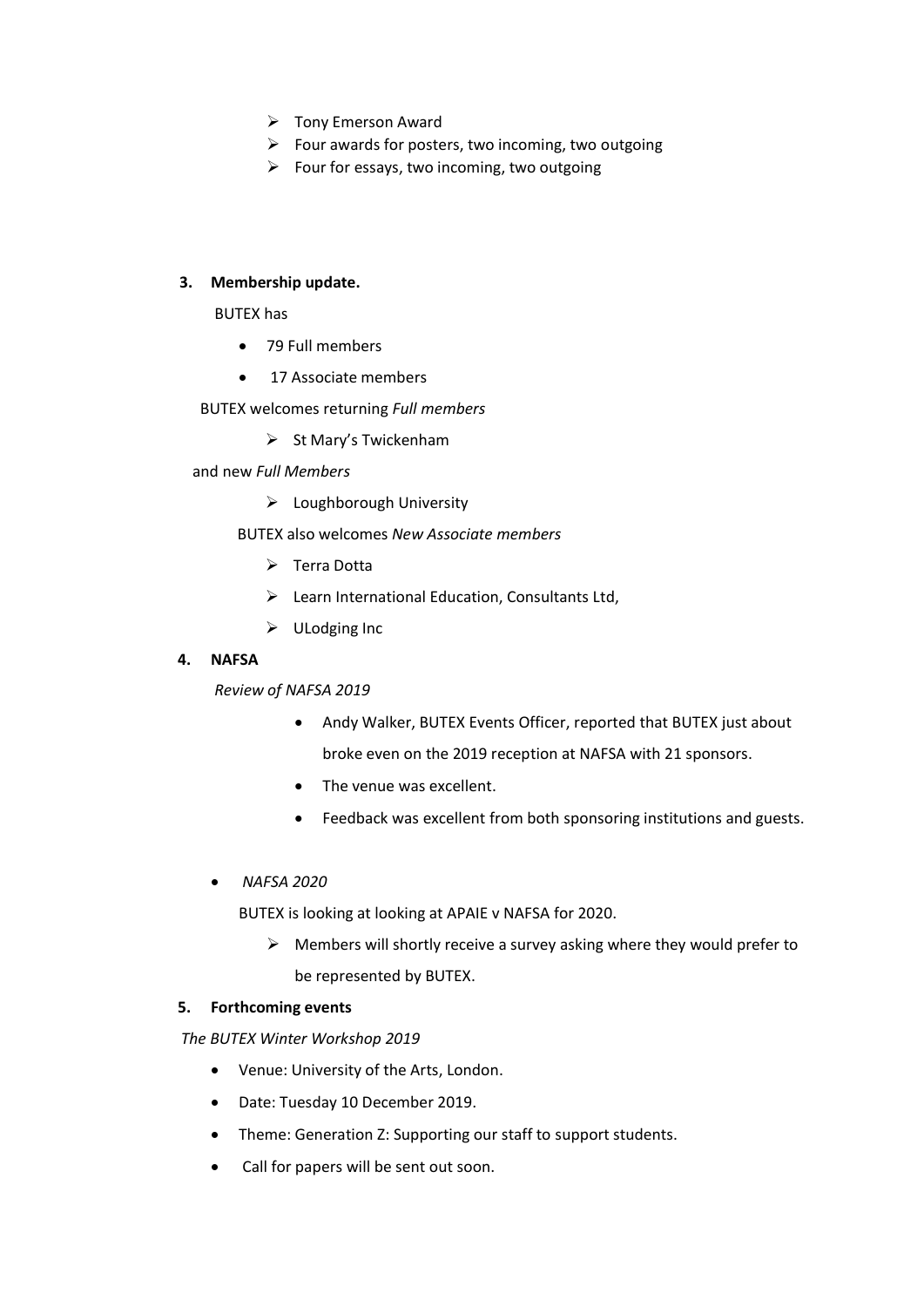- Tony Emerson Award
- Four awards for posters, two incoming, two outgoing
- Four for essays, two incoming, two outgoing

**3. Membership update.**

BUTEX has

- 79 Full members
- 17 Associate members

BUTEX welcomes returning *Full members*

- St Mary's Twickenham

and new *Full Members*

- Loughborough University

BUTEX also welcomes *New Associate members*

- Terra Dotta
- Learn International Education, Consultants Ltd,
- ULodging Inc

**4. NAFSA**

*Review of NAFSA 2019*

- Andy Walker, BUTEX Events Officer, reported that BUTEX just about broke even on the 2019 reception at NAFSA with 21 sponsors.
- The venue was excellent.
- Feedback was excellent from both sponsoring institutions and guests.

- *NAFSA 2020*

  BUTEX is looking at looking at APAIE v NAFSA for 2020.

  - Members will shortly receive a survey asking where they would prefer to be represented by BUTEX.

**5. Forthcoming events**

*The BUTEX Winter Workshop 2019*

- Venue: University of the Arts, London.
- Date: Tuesday 10 December 2019.
- Theme: Generation Z: Supporting our staff to support students.
- Call for papers will be sent out soon.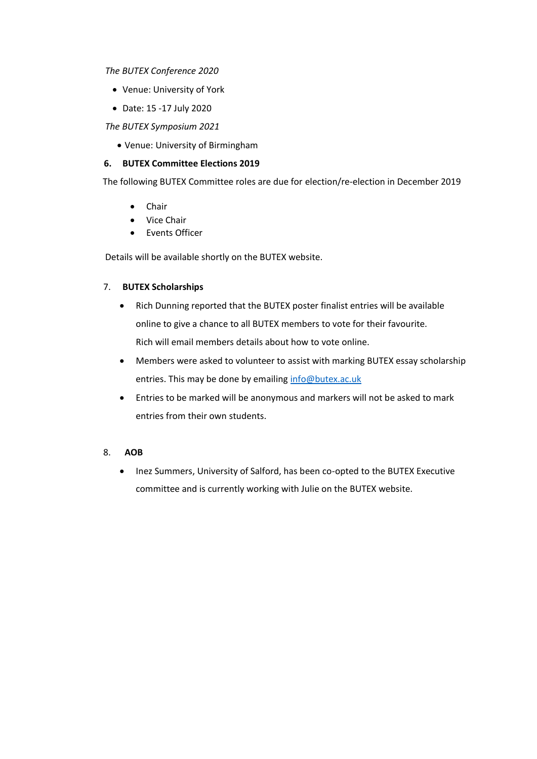*The BUTEX Conference 2020*

- Venue: University of York
- Date: 15 -17 July 2020

*The BUTEX Symposium 2021*

- Venue: University of Birmingham

**6. BUTEX Committee Elections 2019**

The following BUTEX Committee roles are due for election/re-election in December 2019

- Chair
- Vice Chair
- Events Officer

Details will be available shortly on the BUTEX website.

**7. BUTEX Scholarships**

- Rich Dunning reported that the BUTEX poster finalist entries will be available online to give a chance to all BUTEX members to vote for their favourite. Rich will email members details about how to vote online.
- Members were asked to volunteer to assist with marking BUTEX essay scholarship entries. This may be done by emailing info@butex.ac.uk
- Entries to be marked will be anonymous and markers will not be asked to mark entries from their own students.

**8. AOB**

- Inez Summers, University of Salford, has been co-opted to the BUTEX Executive committee and is currently working with Julie on the BUTEX website.